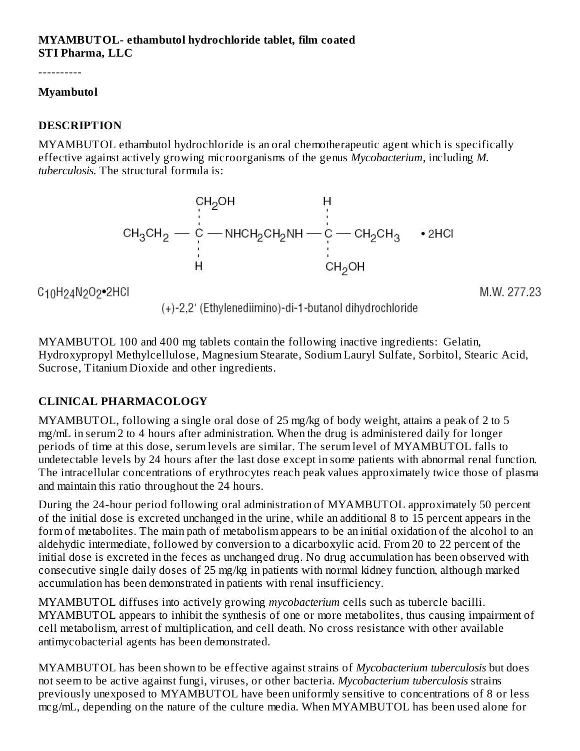**MYAMBUTOL- ethambutol hydrochloride tablet, film coated**
**STI Pharma, LLC**

----------

**Myambutol**

## DESCRIPTION

MYAMBUTOL ethambutol hydrochloride is an oral chemotherapeutic agent which is specifically effective against actively growing microorganisms of the genus *Mycobacterium*, including *M. tuberculosis.* The structural formula is:

$$CH_3CH_2 - \underset{H}{\overset{CH_2OH}{C}} - NHCH_2CH_2NH - \underset{CH_2OH}{\overset{H}{C}} - CH_2CH_3 \quad \bullet 2HCl$$

$C_{10}H_{24}N_2O_2{\bullet}2HCl$ M.W. 277.23

(+)-2,2' (Ethylenediimino)-di-1-butanol dihydrochloride

MYAMBUTOL 100 and 400 mg tablets contain the following inactive ingredients: Gelatin, Hydroxypropyl Methylcellulose, Magnesium Stearate, Sodium Lauryl Sulfate, Sorbitol, Stearic Acid, Sucrose, Titanium Dioxide and other ingredients.

## CLINICAL PHARMACOLOGY

MYAMBUTOL, following a single oral dose of 25 mg/kg of body weight, attains a peak of 2 to 5 mg/mL in serum 2 to 4 hours after administration. When the drug is administered daily for longer periods of time at this dose, serum levels are similar. The serum level of MYAMBUTOL falls to undetectable levels by 24 hours after the last dose except in some patients with abnormal renal function. The intracellular concentrations of erythrocytes reach peak values approximately twice those of plasma and maintain this ratio throughout the 24 hours.

During the 24-hour period following oral administration of MYAMBUTOL approximately 50 percent of the initial dose is excreted unchanged in the urine, while an additional 8 to 15 percent appears in the form of metabolites. The main path of metabolism appears to be an initial oxidation of the alcohol to an aldehydic intermediate, followed by conversion to a dicarboxylic acid. From 20 to 22 percent of the initial dose is excreted in the feces as unchanged drug. No drug accumulation has been observed with consecutive single daily doses of 25 mg/kg in patients with normal kidney function, although marked accumulation has been demonstrated in patients with renal insufficiency.

MYAMBUTOL diffuses into actively growing *mycobacterium* cells such as tubercle bacilli. MYAMBUTOL appears to inhibit the synthesis of one or more metabolites, thus causing impairment of cell metabolism, arrest of multiplication, and cell death. No cross resistance with other available antimycobacterial agents has been demonstrated.

MYAMBUTOL has been shown to be effective against strains of *Mycobacterium tuberculosis* but does not seem to be active against fungi, viruses, or other bacteria. *Mycobacterium tuberculosis* strains previously unexposed to MYAMBUTOL have been uniformly sensitive to concentrations of 8 or less mcg/mL, depending on the nature of the culture media. When MYAMBUTOL has been used alone for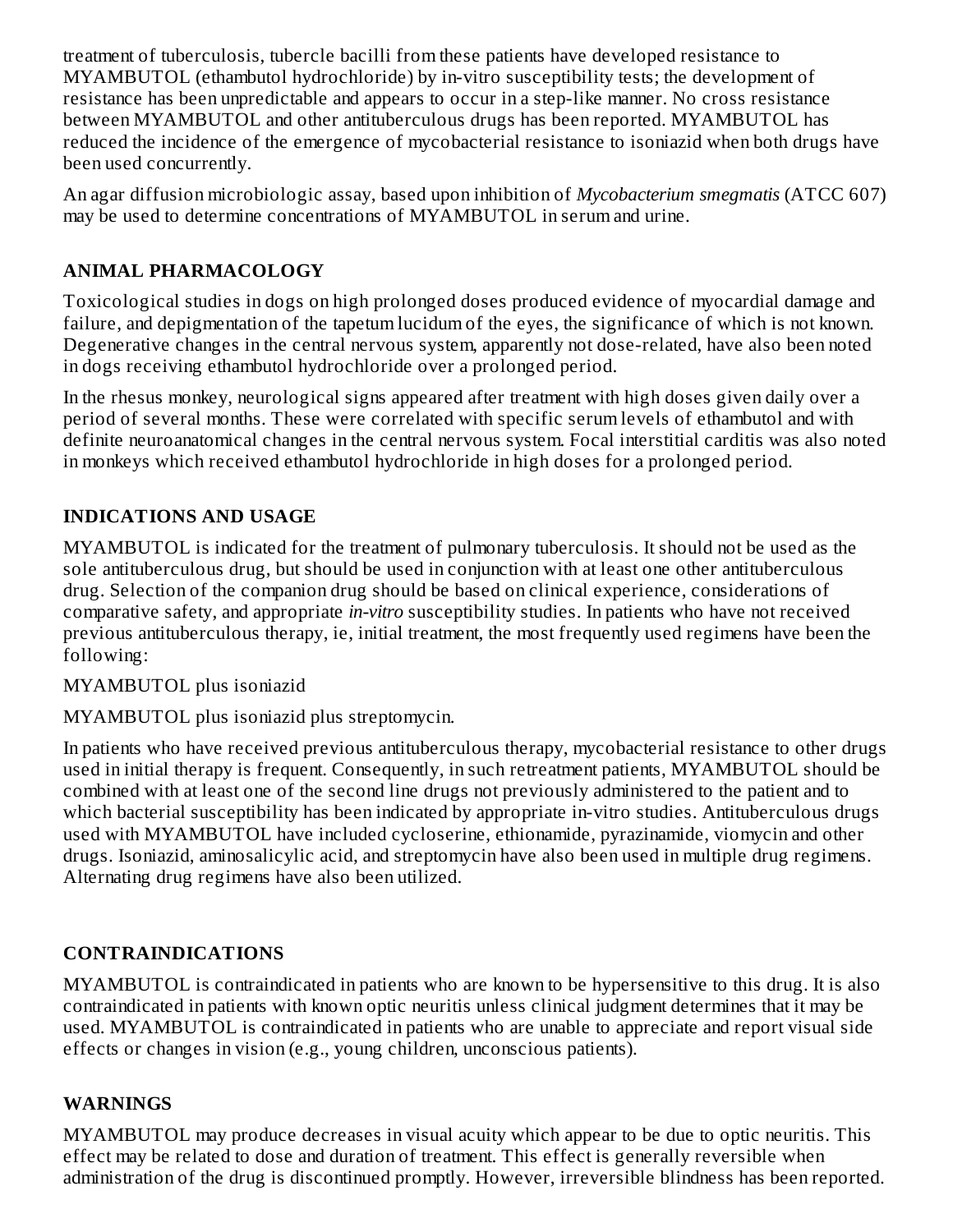treatment of tuberculosis, tubercle bacilli from these patients have developed resistance to MYAMBUTOL (ethambutol hydrochloride) by in-vitro susceptibility tests; the development of resistance has been unpredictable and appears to occur in a step-like manner. No cross resistance between MYAMBUTOL and other antituberculous drugs has been reported. MYAMBUTOL has reduced the incidence of the emergence of mycobacterial resistance to isoniazid when both drugs have been used concurrently.

An agar diffusion microbiologic assay, based upon inhibition of *Mycobacterium smegmatis* (ATCC 607) may be used to determine concentrations of MYAMBUTOL in serum and urine.

## ANIMAL PHARMACOLOGY

Toxicological studies in dogs on high prolonged doses produced evidence of myocardial damage and failure, and depigmentation of the tapetum lucidum of the eyes, the significance of which is not known. Degenerative changes in the central nervous system, apparently not dose-related, have also been noted in dogs receiving ethambutol hydrochloride over a prolonged period.

In the rhesus monkey, neurological signs appeared after treatment with high doses given daily over a period of several months. These were correlated with specific serum levels of ethambutol and with definite neuroanatomical changes in the central nervous system. Focal interstitial carditis was also noted in monkeys which received ethambutol hydrochloride in high doses for a prolonged period.

## INDICATIONS AND USAGE

MYAMBUTOL is indicated for the treatment of pulmonary tuberculosis. It should not be used as the sole antituberculous drug, but should be used in conjunction with at least one other antituberculous drug. Selection of the companion drug should be based on clinical experience, considerations of comparative safety, and appropriate *in-vitro* susceptibility studies. In patients who have not received previous antituberculous therapy, ie, initial treatment, the most frequently used regimens have been the following:

MYAMBUTOL plus isoniazid

MYAMBUTOL plus isoniazid plus streptomycin.

In patients who have received previous antituberculous therapy, mycobacterial resistance to other drugs used in initial therapy is frequent. Consequently, in such retreatment patients, MYAMBUTOL should be combined with at least one of the second line drugs not previously administered to the patient and to which bacterial susceptibility has been indicated by appropriate in-vitro studies. Antituberculous drugs used with MYAMBUTOL have included cycloserine, ethionamide, pyrazinamide, viomycin and other drugs. Isoniazid, aminosalicylic acid, and streptomycin have also been used in multiple drug regimens. Alternating drug regimens have also been utilized.

## CONTRAINDICATIONS

MYAMBUTOL is contraindicated in patients who are known to be hypersensitive to this drug. It is also contraindicated in patients with known optic neuritis unless clinical judgment determines that it may be used. MYAMBUTOL is contraindicated in patients who are unable to appreciate and report visual side effects or changes in vision (e.g., young children, unconscious patients).

## WARNINGS

MYAMBUTOL may produce decreases in visual acuity which appear to be due to optic neuritis. This effect may be related to dose and duration of treatment. This effect is generally reversible when administration of the drug is discontinued promptly. However, irreversible blindness has been reported.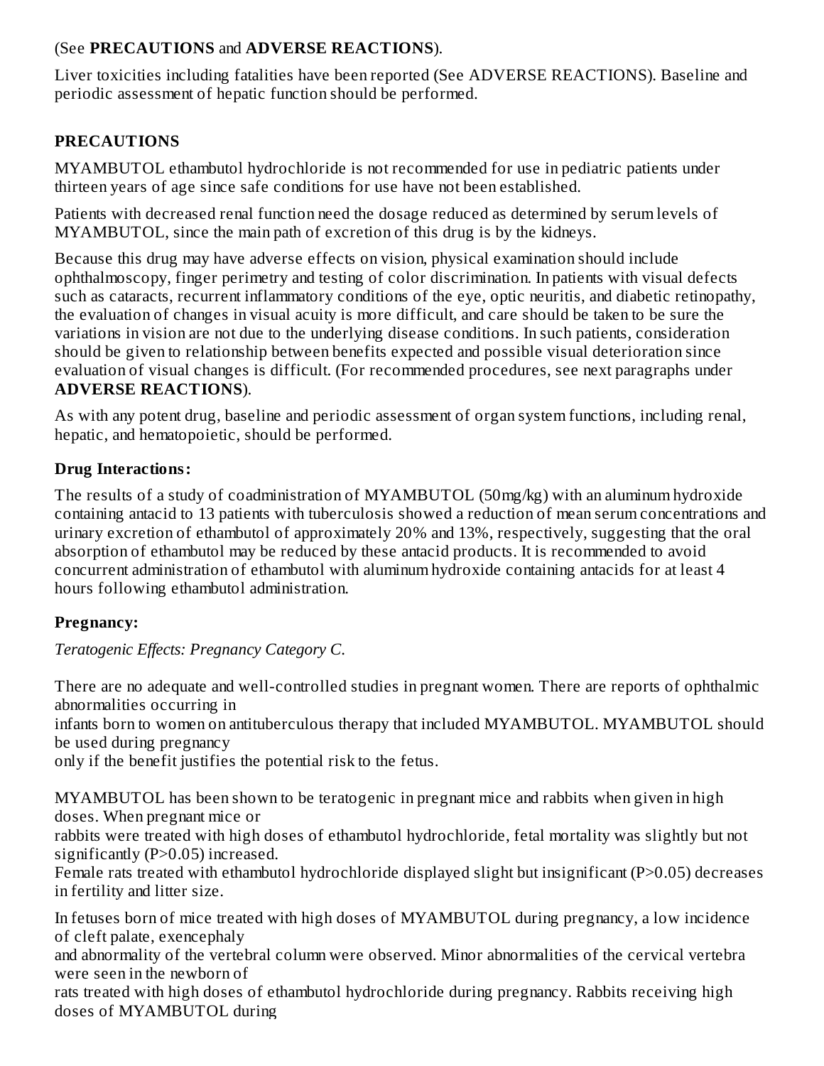(See **PRECAUTIONS** and **ADVERSE REACTIONS**).

Liver toxicities including fatalities have been reported (See ADVERSE REACTIONS). Baseline and periodic assessment of hepatic function should be performed.

## PRECAUTIONS

MYAMBUTOL ethambutol hydrochloride is not recommended for use in pediatric patients under thirteen years of age since safe conditions for use have not been established.

Patients with decreased renal function need the dosage reduced as determined by serum levels of MYAMBUTOL, since the main path of excretion of this drug is by the kidneys.

Because this drug may have adverse effects on vision, physical examination should include ophthalmoscopy, finger perimetry and testing of color discrimination. In patients with visual defects such as cataracts, recurrent inflammatory conditions of the eye, optic neuritis, and diabetic retinopathy, the evaluation of changes in visual acuity is more difficult, and care should be taken to be sure the variations in vision are not due to the underlying disease conditions. In such patients, consideration should be given to relationship between benefits expected and possible visual deterioration since evaluation of visual changes is difficult. (For recommended procedures, see next paragraphs under **ADVERSE REACTIONS**).

As with any potent drug, baseline and periodic assessment of organ system functions, including renal, hepatic, and hematopoietic, should be performed.

### Drug Interactions:

The results of a study of coadministration of MYAMBUTOL (50mg/kg) with an aluminum hydroxide containing antacid to 13 patients with tuberculosis showed a reduction of mean serum concentrations and urinary excretion of ethambutol of approximately 20% and 13%, respectively, suggesting that the oral absorption of ethambutol may be reduced by these antacid products. It is recommended to avoid concurrent administration of ethambutol with aluminum hydroxide containing antacids for at least 4 hours following ethambutol administration.

### Pregnancy:

*Teratogenic Effects: Pregnancy Category C.*

There are no adequate and well-controlled studies in pregnant women. There are reports of ophthalmic abnormalities occurring in infants born to women on antituberculous therapy that included MYAMBUTOL. MYAMBUTOL should be used during pregnancy only if the benefit justifies the potential risk to the fetus.

MYAMBUTOL has been shown to be teratogenic in pregnant mice and rabbits when given in high doses. When pregnant mice or rabbits were treated with high doses of ethambutol hydrochloride, fetal mortality was slightly but not significantly ($P>0.05$) increased. Female rats treated with ethambutol hydrochloride displayed slight but insignificant ($P>0.05$) decreases in fertility and litter size.

In fetuses born of mice treated with high doses of MYAMBUTOL during pregnancy, a low incidence of cleft palate, exencephaly and abnormality of the vertebral column were observed. Minor abnormalities of the cervical vertebra were seen in the newborn of rats treated with high doses of ethambutol hydrochloride during pregnancy. Rabbits receiving high doses of MYAMBUTOL during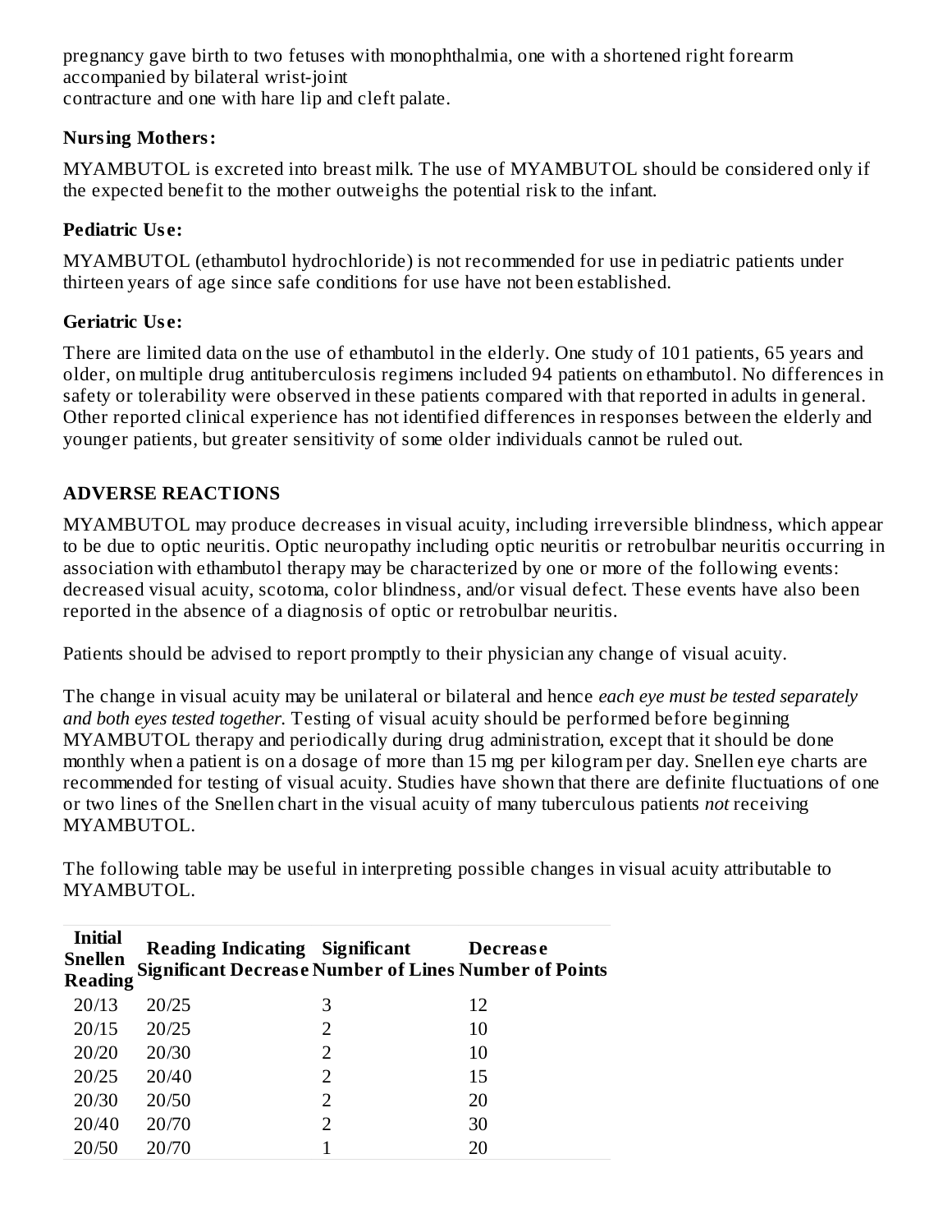pregnancy gave birth to two fetuses with monophthalmia, one with a shortened right forearm accompanied by bilateral wrist-joint
contracture and one with hare lip and cleft palate.

**Nursing Mothers:**

MYAMBUTOL is excreted into breast milk. The use of MYAMBUTOL should be considered only if the expected benefit to the mother outweighs the potential risk to the infant.

**Pediatric Use:**

MYAMBUTOL (ethambutol hydrochloride) is not recommended for use in pediatric patients under thirteen years of age since safe conditions for use have not been established.

**Geriatric Use:**

There are limited data on the use of ethambutol in the elderly. One study of 101 patients, 65 years and older, on multiple drug antituberculosis regimens included 94 patients on ethambutol. No differences in safety or tolerability were observed in these patients compared with that reported in adults in general. Other reported clinical experience has not identified differences in responses between the elderly and younger patients, but greater sensitivity of some older individuals cannot be ruled out.

## ADVERSE REACTIONS

MYAMBUTOL may produce decreases in visual acuity, including irreversible blindness, which appear to be due to optic neuritis. Optic neuropathy including optic neuritis or retrobulbar neuritis occurring in association with ethambutol therapy may be characterized by one or more of the following events: decreased visual acuity, scotoma, color blindness, and/or visual defect. These events have also been reported in the absence of a diagnosis of optic or retrobulbar neuritis.

Patients should be advised to report promptly to their physician any change of visual acuity.

The change in visual acuity may be unilateral or bilateral and hence *each eye must be tested separately and both eyes tested together.* Testing of visual acuity should be performed before beginning MYAMBUTOL therapy and periodically during drug administration, except that it should be done monthly when a patient is on a dosage of more than 15 mg per kilogram per day. Snellen eye charts are recommended for testing of visual acuity. Studies have shown that there are definite fluctuations of one or two lines of the Snellen chart in the visual acuity of many tuberculous patients *not* receiving MYAMBUTOL.

The following table may be useful in interpreting possible changes in visual acuity attributable to MYAMBUTOL.

| Initial Snellen Reading | Reading Indicating Significant Decrease | Significant Number of Lines | Decrease Number of Points |
|---|---|---|---|
| 20/13 | 20/25 | 3 | 12 |
| 20/15 | 20/25 | 2 | 10 |
| 20/20 | 20/30 | 2 | 10 |
| 20/25 | 20/40 | 2 | 15 |
| 20/30 | 20/50 | 2 | 20 |
| 20/40 | 20/70 | 2 | 30 |
| 20/50 | 20/70 | 1 | 20 |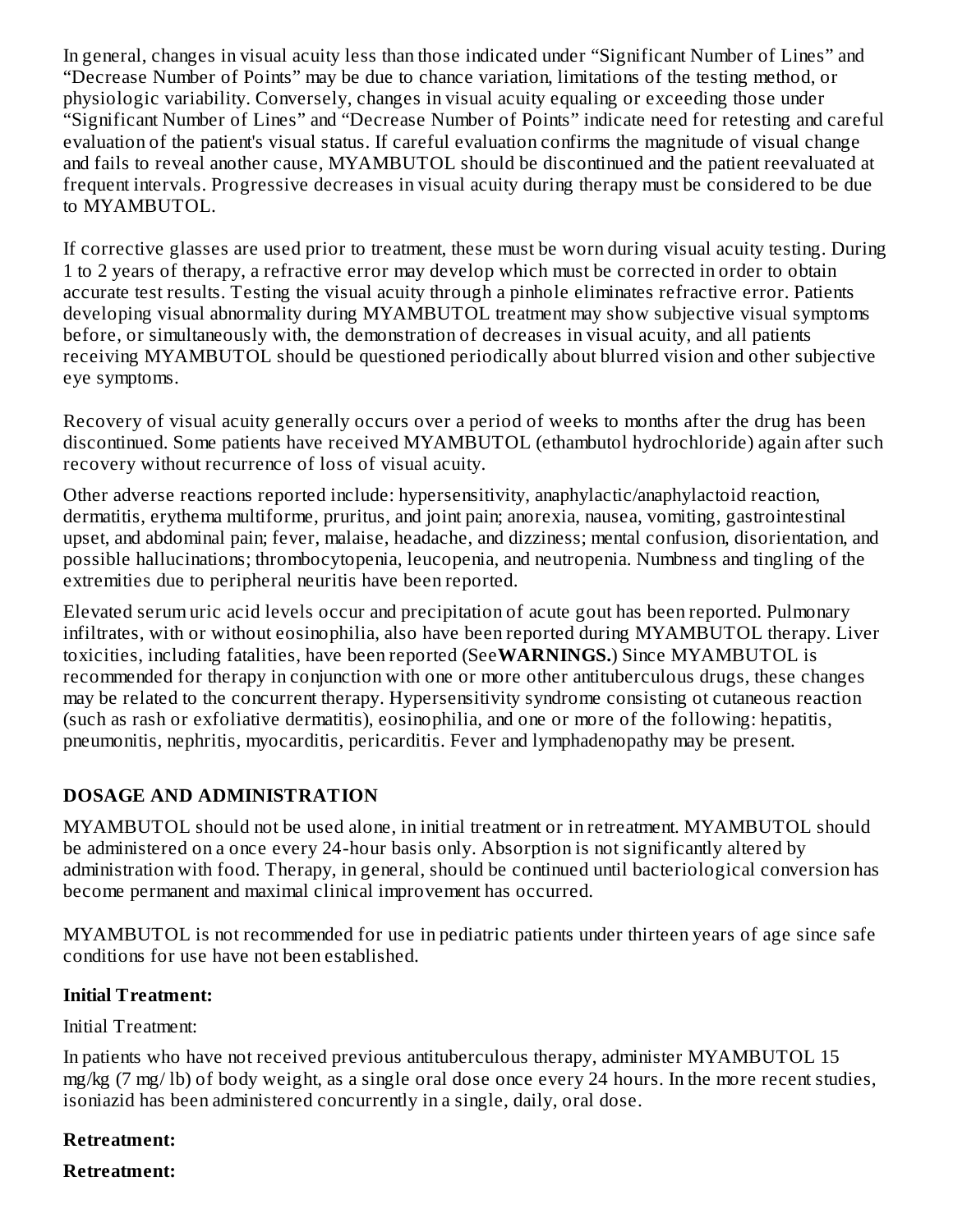In general, changes in visual acuity less than those indicated under "Significant Number of Lines" and "Decrease Number of Points" may be due to chance variation, limitations of the testing method, or physiologic variability. Conversely, changes in visual acuity equaling or exceeding those under "Significant Number of Lines" and "Decrease Number of Points" indicate need for retesting and careful evaluation of the patient's visual status. If careful evaluation confirms the magnitude of visual change and fails to reveal another cause, MYAMBUTOL should be discontinued and the patient reevaluated at frequent intervals. Progressive decreases in visual acuity during therapy must be considered to be due to MYAMBUTOL.

If corrective glasses are used prior to treatment, these must be worn during visual acuity testing. During 1 to 2 years of therapy, a refractive error may develop which must be corrected in order to obtain accurate test results. Testing the visual acuity through a pinhole eliminates refractive error. Patients developing visual abnormality during MYAMBUTOL treatment may show subjective visual symptoms before, or simultaneously with, the demonstration of decreases in visual acuity, and all patients receiving MYAMBUTOL should be questioned periodically about blurred vision and other subjective eye symptoms.

Recovery of visual acuity generally occurs over a period of weeks to months after the drug has been discontinued. Some patients have received MYAMBUTOL (ethambutol hydrochloride) again after such recovery without recurrence of loss of visual acuity.

Other adverse reactions reported include: hypersensitivity, anaphylactic/anaphylactoid reaction, dermatitis, erythema multiforme, pruritus, and joint pain; anorexia, nausea, vomiting, gastrointestinal upset, and abdominal pain; fever, malaise, headache, and dizziness; mental confusion, disorientation, and possible hallucinations; thrombocytopenia, leucopenia, and neutropenia. Numbness and tingling of the extremities due to peripheral neuritis have been reported.

Elevated serum uric acid levels occur and precipitation of acute gout has been reported. Pulmonary infiltrates, with or without eosinophilia, also have been reported during MYAMBUTOL therapy. Liver toxicities, including fatalities, have been reported (See **WARNINGS.**) Since MYAMBUTOL is recommended for therapy in conjunction with one or more other antituberculous drugs, these changes may be related to the concurrent therapy. Hypersensitivity syndrome consisting ot cutaneous reaction (such as rash or exfoliative dermatitis), eosinophilia, and one or more of the following: hepatitis, pneumonitis, nephritis, myocarditis, pericarditis. Fever and lymphadenopathy may be present.

## DOSAGE AND ADMINISTRATION

MYAMBUTOL should not be used alone, in initial treatment or in retreatment. MYAMBUTOL should be administered on a once every 24-hour basis only. Absorption is not significantly altered by administration with food. Therapy, in general, should be continued until bacteriological conversion has become permanent and maximal clinical improvement has occurred.

MYAMBUTOL is not recommended for use in pediatric patients under thirteen years of age since safe conditions for use have not been established.

**Initial Treatment:**

Initial Treatment:

In patients who have not received previous antituberculous therapy, administer MYAMBUTOL 15 mg/kg (7 mg/ lb) of body weight, as a single oral dose once every 24 hours. In the more recent studies, isoniazid has been administered concurrently in a single, daily, oral dose.

**Retreatment:**

**Retreatment:**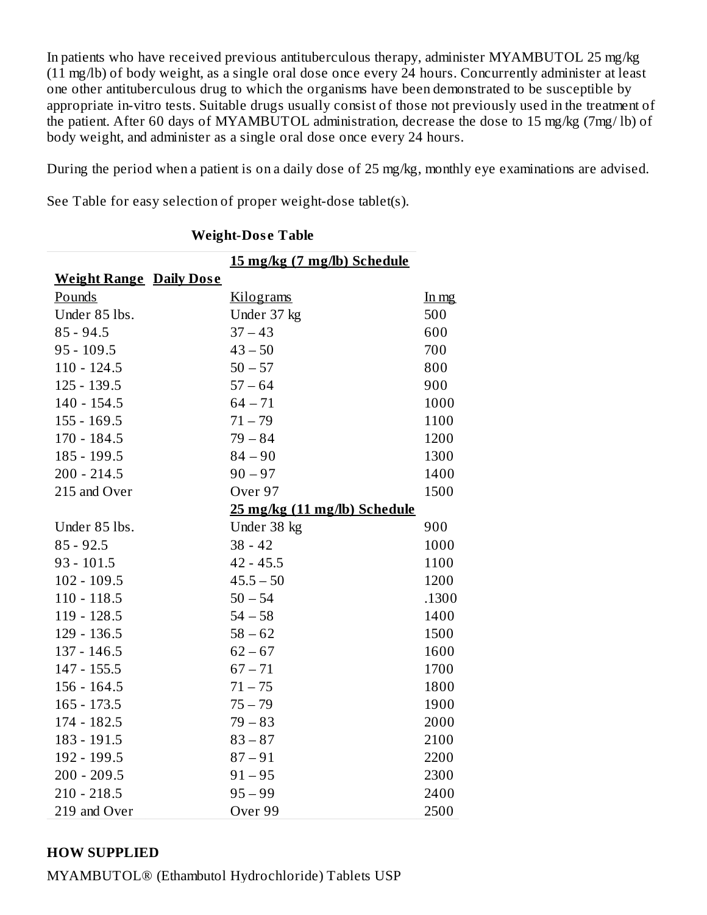In patients who have received previous antituberculous therapy, administer MYAMBUTOL 25 mg/kg (11 mg/lb) of body weight, as a single oral dose once every 24 hours. Concurrently administer at least one other antituberculous drug to which the organisms have been demonstrated to be susceptible by appropriate in-vitro tests. Suitable drugs usually consist of those not previously used in the treatment of the patient. After 60 days of MYAMBUTOL administration, decrease the dose to 15 mg/kg (7mg/ lb) of body weight, and administer as a single oral dose once every 24 hours.

During the period when a patient is on a daily dose of 25 mg/kg, monthly eye examinations are advised.

See Table for easy selection of proper weight-dose tablet(s).

**Weight-Dose Table**

| Weight Range | Daily Dose | |
|---|---|---|
| | **15 mg/kg (7 mg/lb) Schedule** | |
| Pounds | Kilograms | In mg |
| Under 85 lbs. | Under 37 kg | 500 |
| 85 - 94.5 | 37 – 43 | 600 |
| 95 - 109.5 | 43 – 50 | 700 |
| 110 - 124.5 | 50 – 57 | 800 |
| 125 - 139.5 | 57 – 64 | 900 |
| 140 - 154.5 | 64 – 71 | 1000 |
| 155 - 169.5 | 71 – 79 | 1100 |
| 170 - 184.5 | 79 – 84 | 1200 |
| 185 - 199.5 | 84 – 90 | 1300 |
| 200 - 214.5 | 90 – 97 | 1400 |
| 215 and Over | Over 97 | 1500 |
| | **25 mg/kg (11 mg/lb) Schedule** | |
| Under 85 lbs. | Under 38 kg | 900 |
| 85 - 92.5 | 38 - 42 | 1000 |
| 93 - 101.5 | 42 - 45.5 | 1100 |
| 102 - 109.5 | 45.5 – 50 | 1200 |
| 110 - 118.5 | 50 – 54 | .1300 |
| 119 - 128.5 | 54 – 58 | 1400 |
| 129 - 136.5 | 58 – 62 | 1500 |
| 137 - 146.5 | 62 – 67 | 1600 |
| 147 - 155.5 | 67 – 71 | 1700 |
| 156 - 164.5 | 71 – 75 | 1800 |
| 165 - 173.5 | 75 – 79 | 1900 |
| 174 - 182.5 | 79 – 83 | 2000 |
| 183 - 191.5 | 83 – 87 | 2100 |
| 192 - 199.5 | 87 – 91 | 2200 |
| 200 - 209.5 | 91 – 95 | 2300 |
| 210 - 218.5 | 95 – 99 | 2400 |
| 219 and Over | Over 99 | 2500 |

## HOW SUPPLIED

MYAMBUTOL® (Ethambutol Hydrochloride) Tablets USP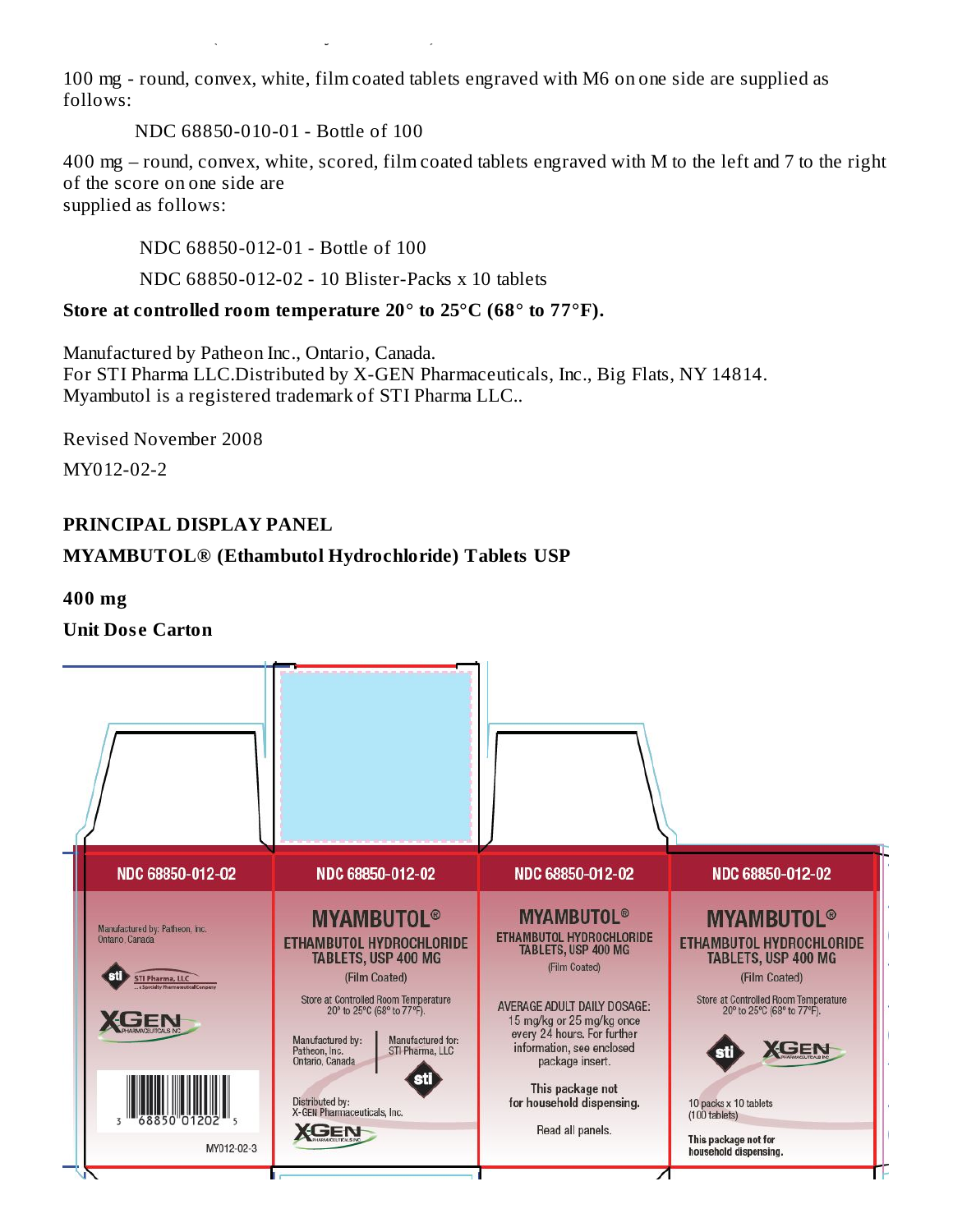100 mg - round, convex, white, film coated tablets engraved with M6 on one side are supplied as follows:

NDC 68850-010-01 - Bottle of 100

400 mg – round, convex, white, scored, film coated tablets engraved with M to the left and 7 to the right of the score on one side are supplied as follows:

NDC 68850-012-01 - Bottle of 100

NDC 68850-012-02 - 10 Blister-Packs x 10 tablets

**Store at controlled room temperature 20° to 25°C (68° to 77°F).**

Manufactured by Patheon Inc., Ontario, Canada.
For STI Pharma LLC.Distributed by X-GEN Pharmaceuticals, Inc., Big Flats, NY 14814.
Myambutol is a registered trademark of STI Pharma LLC..

Revised November 2008

MY012-02-2

**PRINCIPAL DISPLAY PANEL**

**MYAMBUTOL® (Ethambutol Hydrochloride) Tablets USP**

**400 mg**

**Unit Dose Carton**

NDC 68850-012-02

Manufactured by: Patheon, Inc. Ontario, Canada

STI Pharma, LLC

XGEN PHARMACEUTICALS INC

3 68850 01202 5

MY012-02-3

NDC 68850-012-02

MYAMBUTOL®

ETHAMBUTOL HYDROCHLORIDE TABLETS, USP 400 MG

(Film Coated)

Store at Controlled Room Temperature 20° to 25°C (68° to 77°F).

Manufactured by: Patheon, Inc. Ontario, Canada

Manufactured for: STI Pharma, LLC

Distributed by: X-GEN Pharmaceuticals, Inc.

NDC 68850-012-02

MYAMBUTOL®

ETHAMBUTOL HYDROCHLORIDE TABLETS, USP 400 MG

(Film Coated)

AVERAGE ADULT DAILY DOSAGE: 15 mg/kg or 25 mg/kg once every 24 hours. For further information, see enclosed package insert.

This package not for household dispensing.

Read all panels.

NDC 68850-012-02

MYAMBUTOL®

ETHAMBUTOL HYDROCHLORIDE TABLETS, USP 400 MG

(Film Coated)

Store at Controlled Room Temperature 20° to 25°C (68° to 77°F).

10 packs x 10 tablets (100 tablets)

This package not for household dispensing.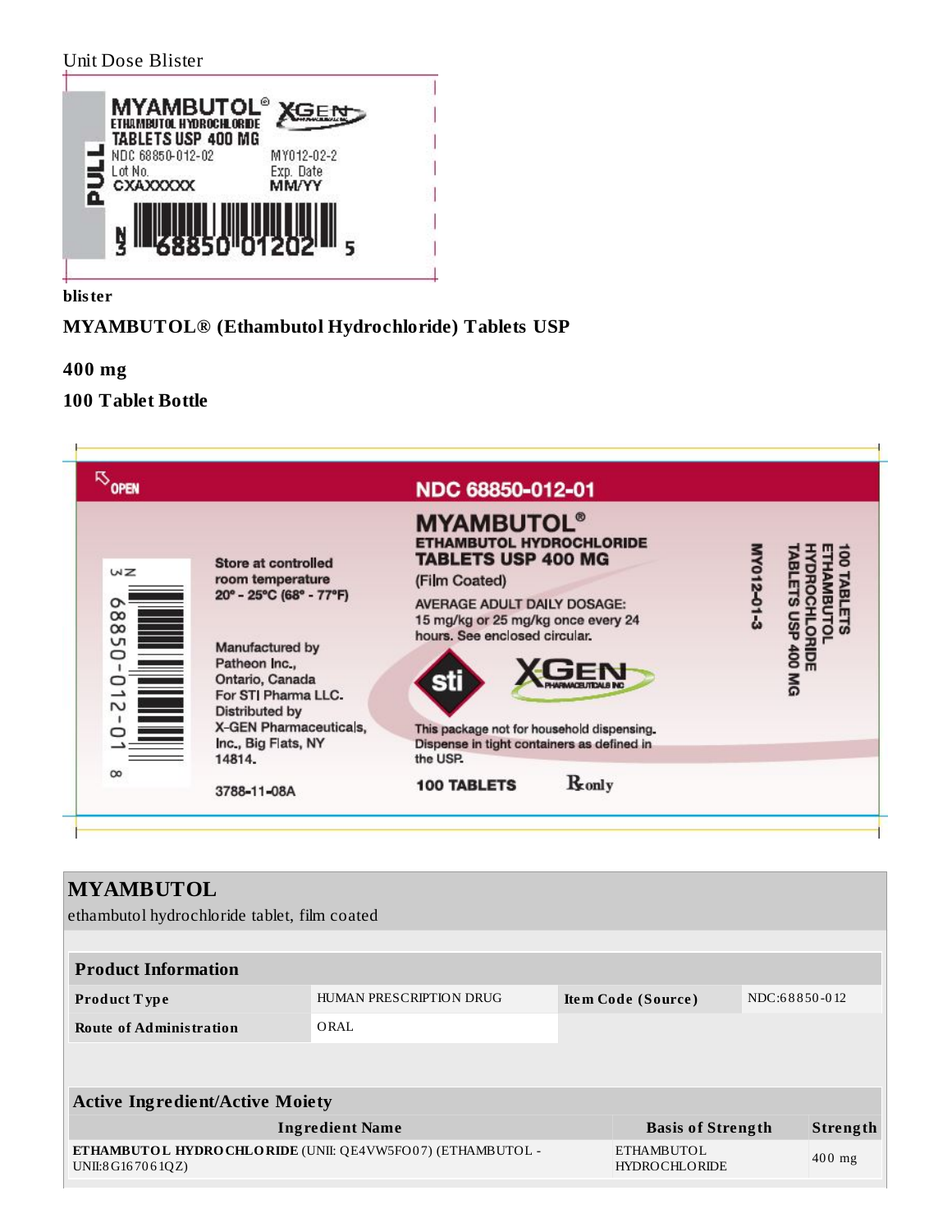Unit Dose Blister

MYAMBUTOL® ETHAMBUTOL HYDROCHLORIDE TABLETS USP 400 MG
XGEN
PULL
NDC 68850-012-02 MY012-02-2
Lot No. Exp. Date
CXAXXXXX MM/YY
N 3 68850 01202 5

**blister**

**MYAMBUTOL® (Ethambutol Hydrochloride) Tablets USP**

**400 mg**

**100 Tablet Bottle**

OPEN

NDC 68850-012-01

MYAMBUTOL®
ETHAMBUTOL HYDROCHLORIDE
TABLETS USP 400 MG
(Film Coated)

AVERAGE ADULT DAILY DOSAGE:
15 mg/kg or 25 mg/kg once every 24 hours. See enclosed circular.

Store at controlled room temperature 20° - 25°C (68° - 77°F)

Manufactured by
Patheon Inc.,
Ontario, Canada
For STI Pharma LLC.
Distributed by
X-GEN Pharmaceuticals, Inc., Big Flats, NY 14814.

3788-11-08A

sti XGEN PHARMACEUTICALS INC

This package not for household dispensing. Dispense in tight containers as defined in the USP.

100 TABLETS ℞only

N 3 68850-012-01 8

MY012-01-3

100 TABLETS ETHAMBUTOL HYDROCHLORIDE TABLETS USP 400 MG

| **MYAMBUTOL** | | | |
|---|---|---|---|
| ethambutol hydrochloride tablet, film coated | | | |

| **Product Information** | | | |
|---|---|---|---|
| **Product Type** | HUMAN PRESCRIPTION DRUG | **Item Code (Source)** | NDC:68850-012 |
| **Route of Administration** | ORAL | | |

| **Active Ingredient/Active Moiety** | | |
|---|---|---|
| **Ingredient Name** | **Basis of Strength** | **Strength** |
| **ETHAMBUTOL HYDROCHLORIDE** (UNII: QE4VW5FO07) (ETHAMBUTOL - UNII:8G167061QZ) | ETHAMBUTOL HYDROCHLORIDE | 400 mg |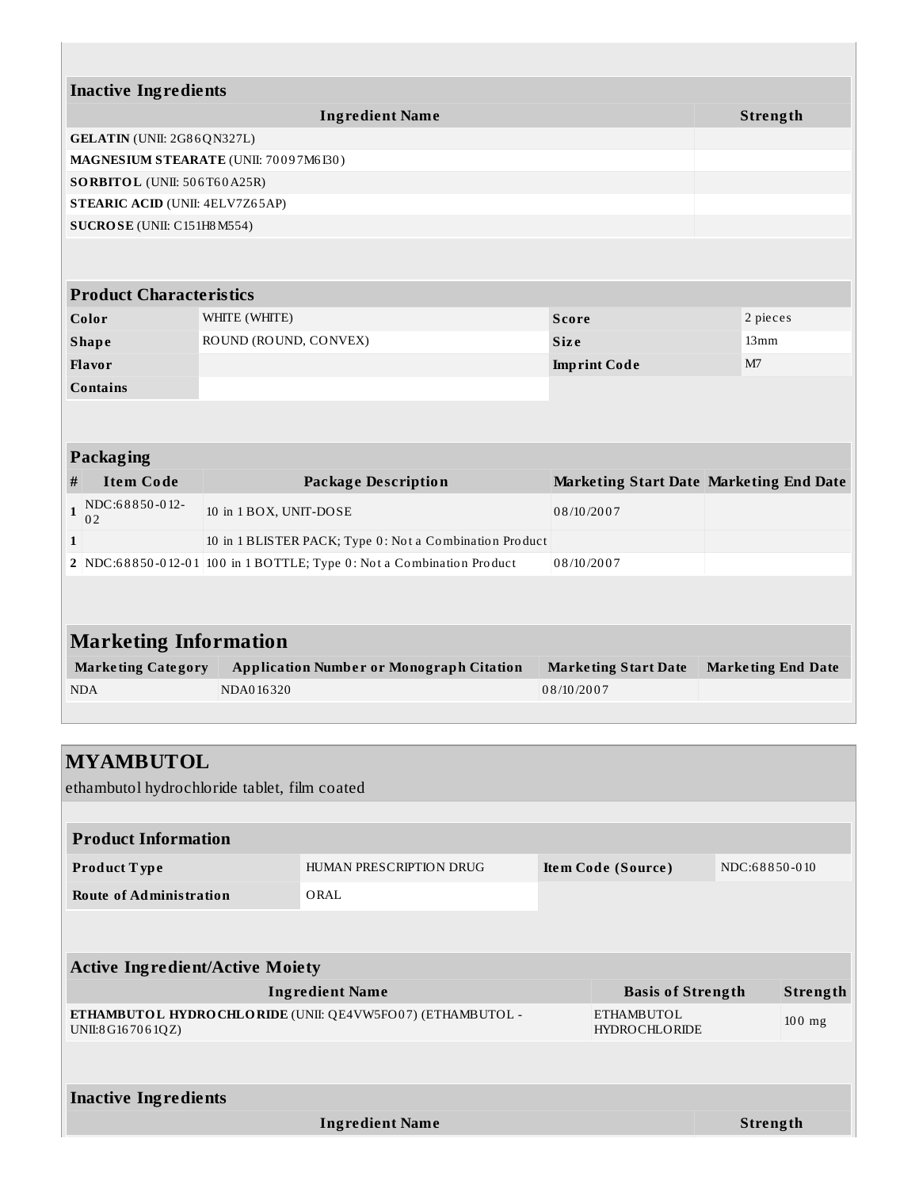### Inactive Ingredients

| Ingredient Name | Strength |
|---|---|
| **GELATIN** (UNII: 2G86QN327L) | |
| **MAGNESIUM STEARATE** (UNII: 70097M6I30) | |
| **SORBITOL** (UNII: 506T60A25R) | |
| **STEARIC ACID** (UNII: 4ELV7Z65AP) | |
| **SUCROSE** (UNII: C151H8M554) | |

### Product Characteristics

| | | | |
|---|---|---|---|
| **Color** | WHITE (WHITE) | **Score** | 2 pieces |
| **Shape** | ROUND (ROUND, CONVEX) | **Size** | 13mm |
| **Flavor** | | **Imprint Code** | M7 |
| **Contains** | | | |

### Packaging

| # | Item Code | Package Description | Marketing Start Date | Marketing End Date |
|---|---|---|---|---|
| 1 | NDC:68850-012-02 | 10 in 1 BOX, UNIT-DOSE | 08/10/2007 | |
| 1 | | 10 in 1 BLISTER PACK; Type 0: Not a Combination Product | | |
| 2 | NDC:68850-012-01 | 100 in 1 BOTTLE; Type 0: Not a Combination Product | 08/10/2007 | |

## Marketing Information

| Marketing Category | Application Number or Monograph Citation | Marketing Start Date | Marketing End Date |
|---|---|---|---|
| NDA | NDA016320 | 08/10/2007 | |

# MYAMBUTOL

ethambutol hydrochloride tablet, film coated

### Product Information

| | | | |
|---|---|---|---|
| **Product Type** | HUMAN PRESCRIPTION DRUG | **Item Code (Source)** | NDC:68850-010 |
| **Route of Administration** | ORAL | | |

### Active Ingredient/Active Moiety

| Ingredient Name | Basis of Strength | Strength |
|---|---|---|
| **ETHAMBUTOL HYDROCHLORIDE** (UNII: QE4VW5FO07) (ETHAMBUTOL - UNII:8G167061QZ) | ETHAMBUTOL HYDROCHLORIDE | 100 mg |

### Inactive Ingredients

| Ingredient Name | Strength |
|---|---|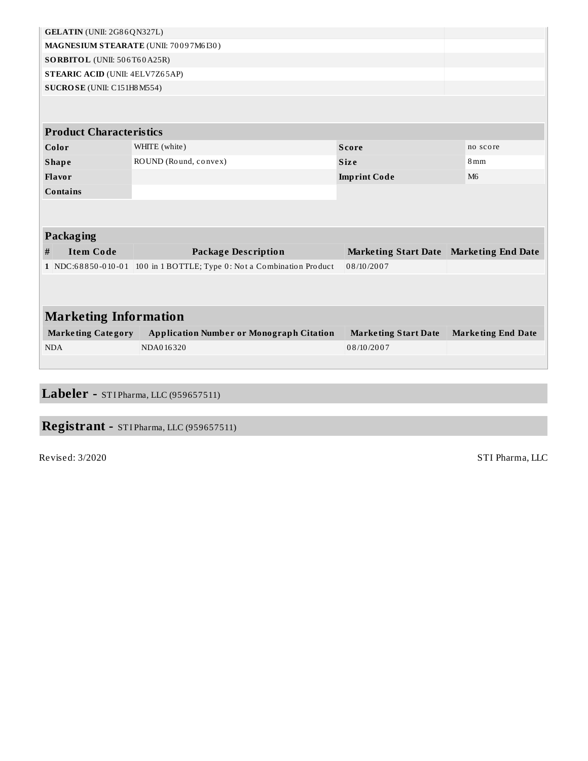| | |
|---|---|
| **GELATIN** (UNII: 2G86QN327L) | |
| **MAGNESIUM STEARATE** (UNII: 70097M6I30) | |
| **SORBITOL** (UNII: 506T60A25R) | |
| **STEARIC ACID** (UNII: 4ELV7Z65AP) | |
| **SUCROSE** (UNII: C151H8M554) | |

| **Product Characteristics** | | | |
|---|---|---|---|
| **Color** | WHITE (white) | **Score** | no score |
| **Shape** | ROUND (Round, convex) | **Size** | 8mm |
| **Flavor** | | **Imprint Code** | M6 |
| **Contains** | | | |

**Packaging**

| # | Item Code | Package Description | Marketing Start Date | Marketing End Date |
|---|---|---|---|---|
| 1 | NDC:68850-010-01 | 100 in 1 BOTTLE; Type 0: Not a Combination Product | 08/10/2007 | |

**Marketing Information**

| Marketing Category | Application Number or Monograph Citation | Marketing Start Date | Marketing End Date |
|---|---|---|---|
| NDA | NDA016320 | 08/10/2007 | |

## Labeler - STI Pharma, LLC (959657511)

## Registrant - STI Pharma, LLC (959657511)

Revised: 3/2020

STI Pharma, LLC